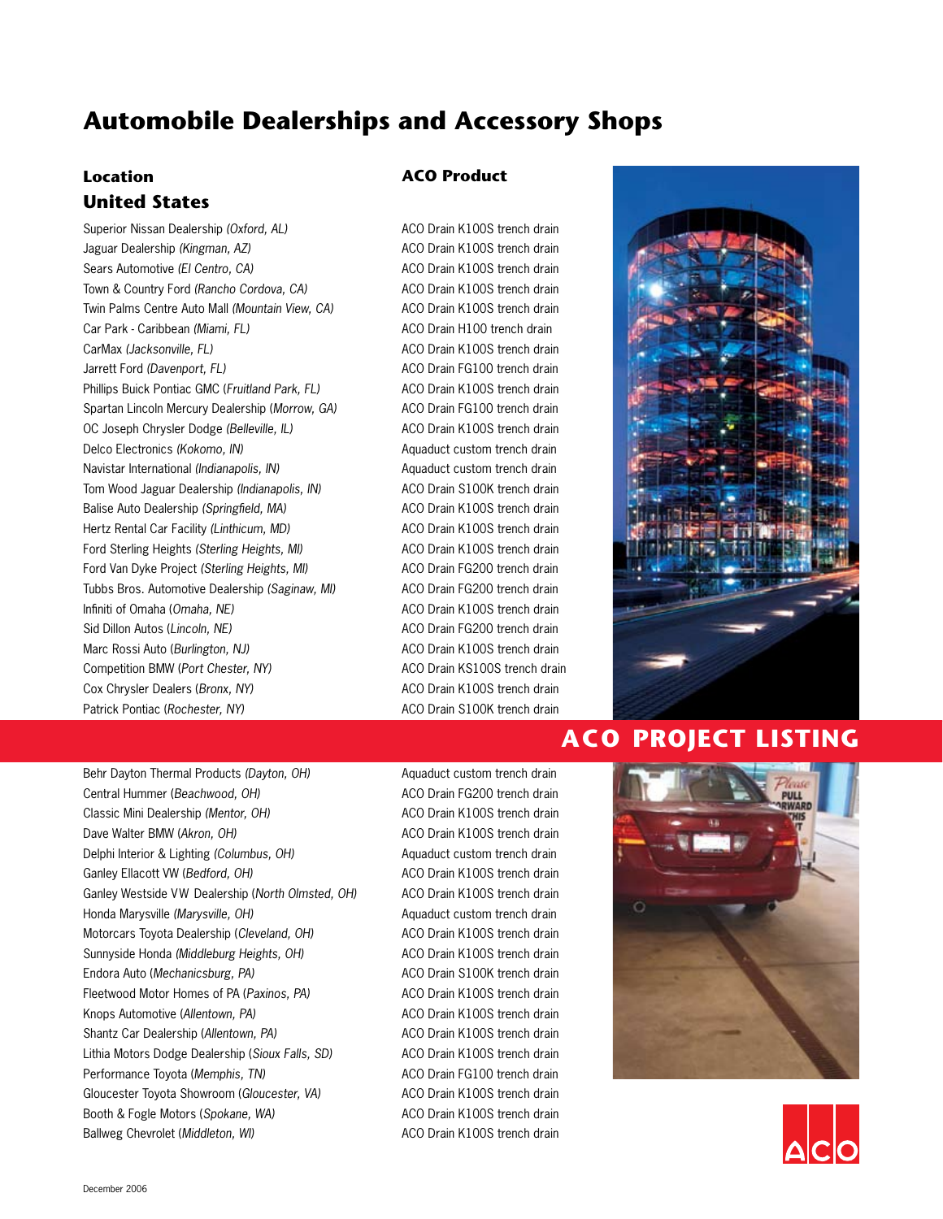# Automobile Dealerships and Accessory Shops

| Location<br>United States | ACO Product |
|---|---|
| Superior Nissan Dealership *(Oxford, AL)* | ACO Drain K100S trench drain |
| Jaguar Dealership *(Kingman, AZ)* | ACO Drain K100S trench drain |
| Sears Automotive *(El Centro, CA)* | ACO Drain K100S trench drain |
| Town & Country Ford *(Rancho Cordova, CA)* | ACO Drain K100S trench drain |
| Twin Palms Centre Auto Mall *(Mountain View, CA)* | ACO Drain K100S trench drain |
| Car Park - Caribbean *(Miami, FL)* | ACO Drain H100 trench drain |
| CarMax *(Jacksonville, FL)* | ACO Drain K100S trench drain |
| Jarrett Ford *(Davenport, FL)* | ACO Drain FG100 trench drain |
| Phillips Buick Pontiac GMC *(Fruitland Park, FL)* | ACO Drain K100S trench drain |
| Spartan Lincoln Mercury Dealership *(Morrow, GA)* | ACO Drain FG100 trench drain |
| OC Joseph Chrysler Dodge *(Belleville, IL)* | ACO Drain K100S trench drain |
| Delco Electronics *(Kokomo, IN)* | Aquaduct custom trench drain |
| Navistar International *(Indianapolis, IN)* | Aquaduct custom trench drain |
| Tom Wood Jaguar Dealership *(Indianapolis, IN)* | ACO Drain S100K trench drain |
| Balise Auto Dealership *(Springfield, MA)* | ACO Drain K100S trench drain |
| Hertz Rental Car Facility *(Linthicum, MD)* | ACO Drain K100S trench drain |
| Ford Sterling Heights *(Sterling Heights, MI)* | ACO Drain K100S trench drain |
| Ford Van Dyke Project *(Sterling Heights, MI)* | ACO Drain FG200 trench drain |
| Tubbs Bros. Automotive Dealership *(Saginaw, MI)* | ACO Drain FG200 trench drain |
| Infiniti of Omaha *(Omaha, NE)* | ACO Drain K100S trench drain |
| Sid Dillon Autos *(Lincoln, NE)* | ACO Drain FG200 trench drain |
| Marc Rossi Auto *(Burlington, NJ)* | ACO Drain K100S trench drain |
| Competition BMW *(Port Chester, NY)* | ACO Drain KS100S trench drain |
| Cox Chrysler Dealers *(Bronx, NY)* | ACO Drain K100S trench drain |
| Patrick Pontiac *(Rochester, NY)* | ACO Drain S100K trench drain |
| Behr Dayton Thermal Products *(Dayton, OH)* | Aquaduct custom trench drain |
| Central Hummer *(Beachwood, OH)* | ACO Drain FG200 trench drain |
| Classic Mini Dealership *(Mentor, OH)* | ACO Drain K100S trench drain |
| Dave Walter BMW *(Akron, OH)* | ACO Drain K100S trench drain |
| Delphi Interior & Lighting *(Columbus, OH)* | Aquaduct custom trench drain |
| Ganley Ellacott VW *(Bedford, OH)* | ACO Drain K100S trench drain |
| Ganley Westside VW Dealership *(North Olmsted, OH)* | ACO Drain K100S trench drain |
| Honda Marysville *(Marysville, OH)* | Aquaduct custom trench drain |
| Motorcars Toyota Dealership *(Cleveland, OH)* | ACO Drain K100S trench drain |
| Sunnyside Honda *(Middleburg Heights, OH)* | ACO Drain K100S trench drain |
| Endora Auto *(Mechanicsburg, PA)* | ACO Drain S100K trench drain |
| Fleetwood Motor Homes of PA *(Paxinos, PA)* | ACO Drain K100S trench drain |
| Knops Automotive *(Allentown, PA)* | ACO Drain K100S trench drain |
| Shantz Car Dealership *(Allentown, PA)* | ACO Drain K100S trench drain |
| Lithia Motors Dodge Dealership *(Sioux Falls, SD)* | ACO Drain K100S trench drain |
| Performance Toyota *(Memphis, TN)* | ACO Drain FG100 trench drain |
| Gloucester Toyota Showroom *(Gloucester, VA)* | ACO Drain K100S trench drain |
| Booth & Fogle Motors *(Spokane, WA)* | ACO Drain K100S trench drain |
| Ballweg Chevrolet *(Middleton, WI)* | ACO Drain K100S trench drain |

## ACO PROJECT LISTING

December 2006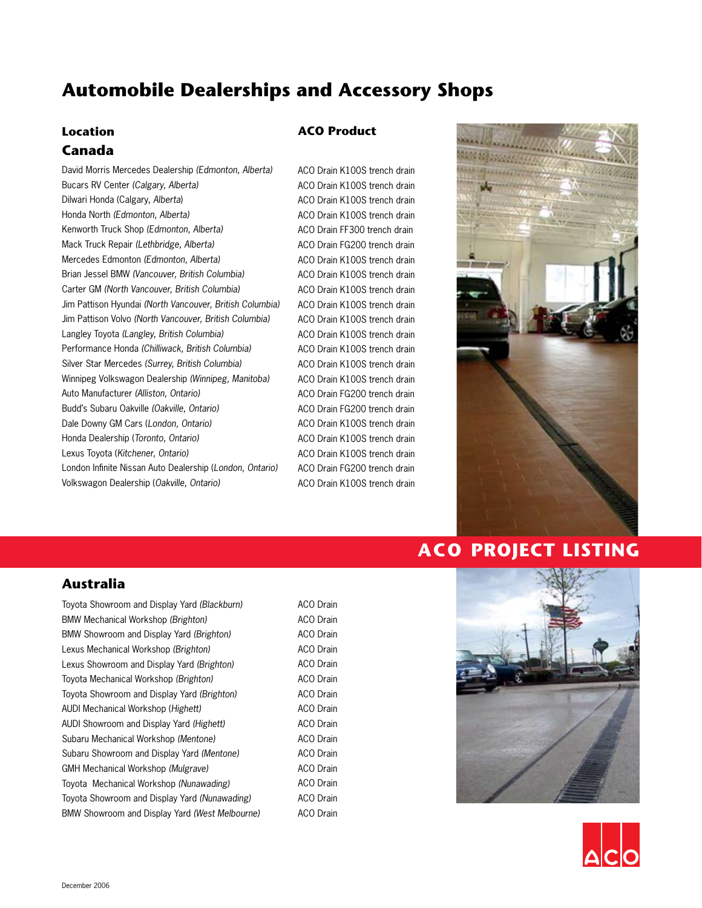# Automobile Dealerships and Accessory Shops

## Canada

| Location | ACO Product |
|---|---|
| David Morris Mercedes Dealership *(Edmonton, Alberta)* | ACO Drain K100S trench drain |
| Bucars RV Center *(Calgary, Alberta)* | ACO Drain K100S trench drain |
| Dilwari Honda (Calgary, *Alberta)* | ACO Drain K100S trench drain |
| Honda North *(Edmonton, Alberta)* | ACO Drain K100S trench drain |
| Kenworth Truck Shop *(Edmonton, Alberta)* | ACO Drain FF300 trench drain |
| Mack Truck Repair *(Lethbridge, Alberta)* | ACO Drain FG200 trench drain |
| Mercedes Edmonton *(Edmonton, Alberta)* | ACO Drain K100S trench drain |
| Brian Jessel BMW *(Vancouver, British Columbia)* | ACO Drain K100S trench drain |
| Carter GM *(North Vancouver, British Columbia)* | ACO Drain K100S trench drain |
| Jim Pattison Hyundai *(North Vancouver, British Columbia)* | ACO Drain K100S trench drain |
| Jim Pattison Volvo *(North Vancouver, British Columbia)* | ACO Drain K100S trench drain |
| Langley Toyota *(Langley, British Columbia)* | ACO Drain K100S trench drain |
| Performance Honda *(Chilliwack, British Columbia)* | ACO Drain K100S trench drain |
| Silver Star Mercedes *(Surrey, British Columbia)* | ACO Drain K100S trench drain |
| Winnipeg Volkswagon Dealership *(Winnipeg, Manitoba)* | ACO Drain K100S trench drain |
| Auto Manufacturer *(Alliston, Ontario)* | ACO Drain FG200 trench drain |
| Budd's Subaru Oakville *(Oakville, Ontario)* | ACO Drain FG200 trench drain |
| Dale Downy GM Cars (*London, Ontario)* | ACO Drain K100S trench drain |
| Honda Dealership (*Toronto, Ontario)* | ACO Drain K100S trench drain |
| Lexus Toyota (*Kitchener, Ontario)* | ACO Drain K100S trench drain |
| London Infinite Nissan Auto Dealership (*London, Ontario)* | ACO Drain FG200 trench drain |
| Volkswagon Dealership (*Oakville, Ontario)* | ACO Drain K100S trench drain |

# ACO PROJECT LISTING

## Australia

| Location | ACO Product |
|---|---|
| Toyota Showroom and Display Yard *(Blackburn)* | ACO Drain |
| BMW Mechanical Workshop *(Brighton)* | ACO Drain |
| BMW Showroom and Display Yard *(Brighton)* | ACO Drain |
| Lexus Mechanical Workshop *(Brighton)* | ACO Drain |
| Lexus Showroom and Display Yard *(Brighton)* | ACO Drain |
| Toyota Mechanical Workshop *(Brighton)* | ACO Drain |
| Toyota Showroom and Display Yard *(Brighton)* | ACO Drain |
| AUDI Mechanical Workshop (*Highett)* | ACO Drain |
| AUDI Showroom and Display Yard *(Highett)* | ACO Drain |
| Subaru Mechanical Workshop *(Mentone)* | ACO Drain |
| Subaru Showroom and Display Yard *(Mentone)* | ACO Drain |
| GMH Mechanical Workshop *(Mulgrave)* | ACO Drain |
| Toyota Mechanical Workshop *(Nunawading)* | ACO Drain |
| Toyota Showroom and Display Yard *(Nunawading)* | ACO Drain |
| BMW Showroom and Display Yard *(West Melbourne)* | ACO Drain |

December 2006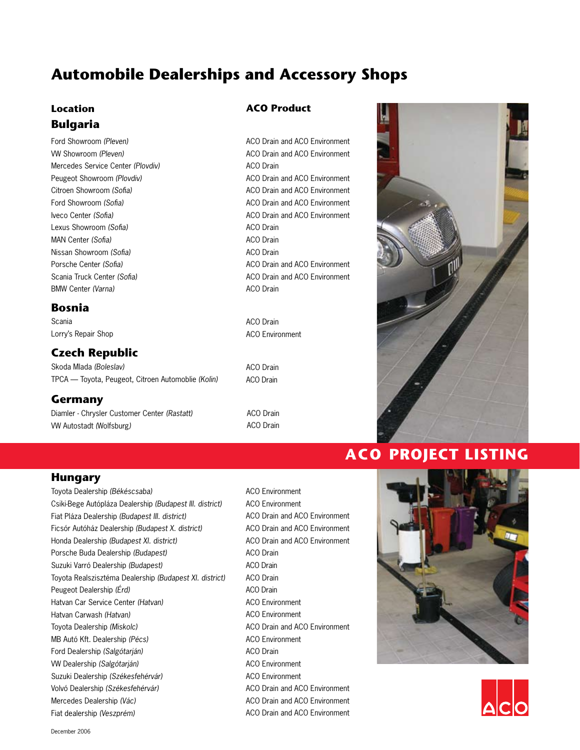# Automobile Dealerships and Accessory Shops

| Location | ACO Product |
|---|---|
| **Bulgaria** | |
| Ford Showroom *(Pleven)* | ACO Drain and ACO Environment |
| VW Showroom *(Pleven)* | ACO Drain and ACO Environment |
| Mercedes Service Center *(Plovdiv)* | ACO Drain |
| Peugeot Showroom *(Plovdiv)* | ACO Drain and ACO Environment |
| Citroen Showroom *(Sofia)* | ACO Drain and ACO Environment |
| Ford Showroom *(Sofia)* | ACO Drain and ACO Environment |
| Iveco Center *(Sofia)* | ACO Drain and ACO Environment |
| Lexus Showroom *(Sofia)* | ACO Drain |
| MAN Center *(Sofia)* | ACO Drain |
| Nissan Showroom *(Sofia)* | ACO Drain |
| Porsche Center *(Sofia)* | ACO Drain and ACO Environment |
| Scania Truck Center *(Sofia)* | ACO Drain and ACO Environment |
| BMW Center *(Varna)* | ACO Drain |
| **Bosnia** | |
| Scania | ACO Drain |
| Lorry's Repair Shop | ACO Environment |
| **Czech Republic** | |
| Skoda Mlada *(Boleslav)* | ACO Drain |
| TPCA — Toyota, Peugeot, Citroen Automoblie *(Kolin)* | ACO Drain |
| **Germany** | |
| Diamler - Chrysler Customer Center *(Rastatt)* | ACO Drain |
| VW Autostadt *(Wolfsburg)* | ACO Drain |

## ACO PROJECT LISTING

| Location | ACO Product |
|---|---|
| **Hungary** | |
| Toyota Dealership *(Békéscsaba)* | ACO Environment |
| Csiki-Bege Autópláza Dealership *(Budapest III. district)* | ACO Environment |
| Fiat Pláza Dealership *(Budapest III. district)* | ACO Drain and ACO Environment |
| Ficsór Autóház Dealership *(Budapest X. district)* | ACO Drain and ACO Environment |
| Honda Dealership *(Budapest XI. district)* | ACO Drain and ACO Environment |
| Porsche Buda Dealership *(Budapest)* | ACO Drain |
| Suzuki Varró Dealership *(Budapest)* | ACO Drain |
| Toyota Realszisztéma Dealership *(Budapest XI. district)* | ACO Drain |
| Peugeot Dealership *(Érd)* | ACO Drain |
| Hatvan Car Service Center *(Hatvan)* | ACO Environment |
| Hatvan Carwash *(Hatvan)* | ACO Environment |
| Toyota Dealership *(Miskolc)* | ACO Drain and ACO Environment |
| MB Autó Kft. Dealership *(Pécs)* | ACO Environment |
| Ford Dealership *(Salgótarján)* | ACO Drain |
| VW Dealership *(Salgótarján)* | ACO Environment |
| Suzuki Dealership *(Székesfehérvár)* | ACO Environment |
| Volvó Dealership *(Székesfehérvár)* | ACO Drain and ACO Environment |
| Mercedes Dealership *(Vác)* | ACO Drain and ACO Environment |
| Fiat dealership *(Veszprém)* | ACO Drain and ACO Environment |

December 2006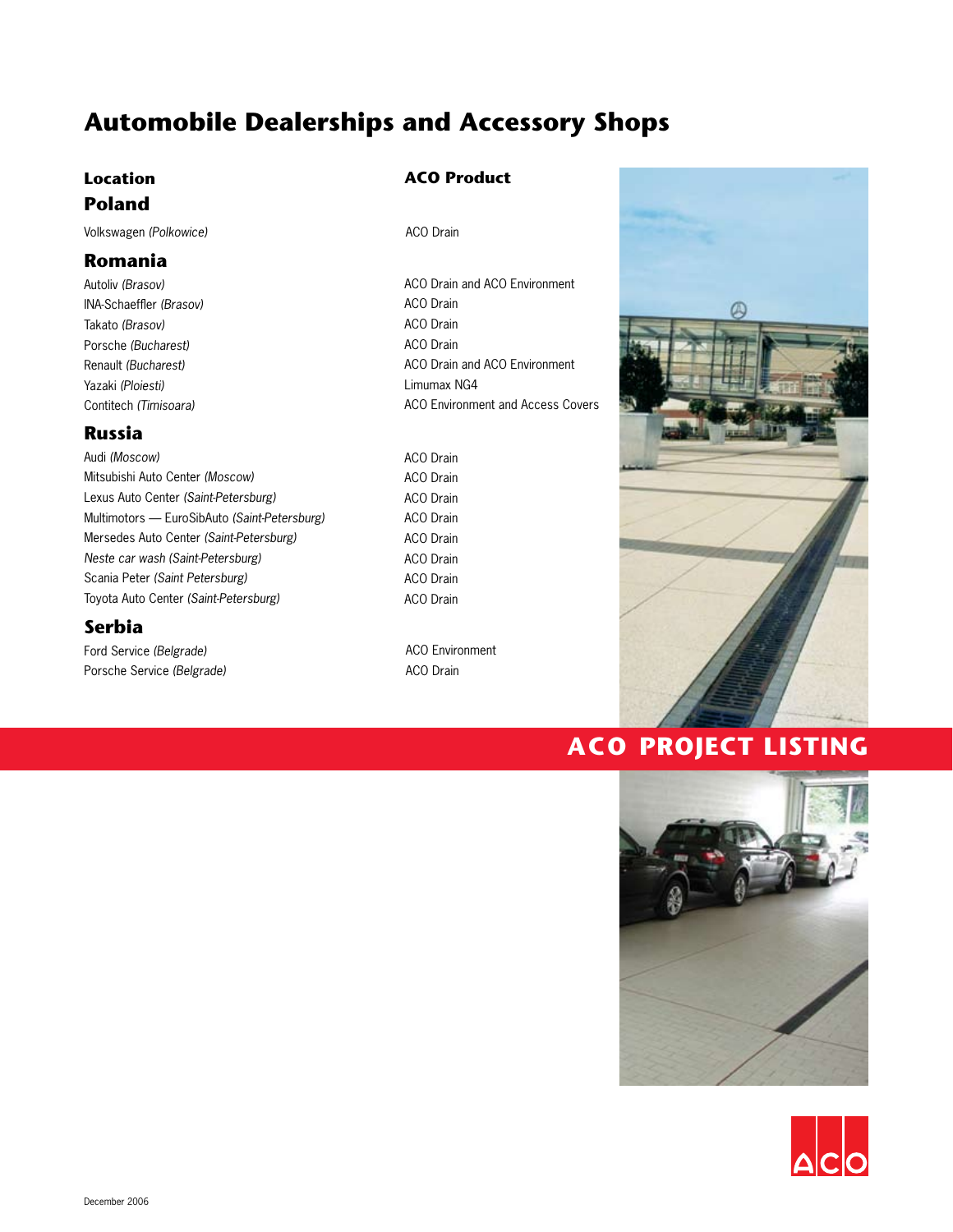# Automobile Dealerships and Accessory Shops

| Location | ACO Product |
|---|---|
| **Poland** | |
| Volkswagen *(Polkowice)* | ACO Drain |
| **Romania** | |
| Autoliv *(Brasov)* | ACO Drain and ACO Environment |
| INA-Schaeffler *(Brasov)* | ACO Drain |
| Takato *(Brasov)* | ACO Drain |
| Porsche *(Bucharest)* | ACO Drain |
| Renault *(Bucharest)* | ACO Drain and ACO Environment |
| Yazaki *(Ploiesti)* | Limumax NG4 |
| Contitech *(Timisoara)* | ACO Environment and Access Covers |
| **Russia** | |
| Audi *(Moscow)* | ACO Drain |
| Mitsubishi Auto Center *(Moscow)* | ACO Drain |
| Lexus Auto Center *(Saint-Petersburg)* | ACO Drain |
| Multimotors — EuroSibAuto *(Saint-Petersburg)* | ACO Drain |
| Mersedes Auto Center *(Saint-Petersburg)* | ACO Drain |
| *Neste car wash (Saint-Petersburg)* | ACO Drain |
| Scania Peter *(Saint Petersburg)* | ACO Drain |
| Toyota Auto Center *(Saint-Petersburg)* | ACO Drain |
| **Serbia** | |
| Ford Service *(Belgrade)* | ACO Environment |
| Porsche Service *(Belgrade)* | ACO Drain |

**ACO PROJECT LISTING**

December 2006